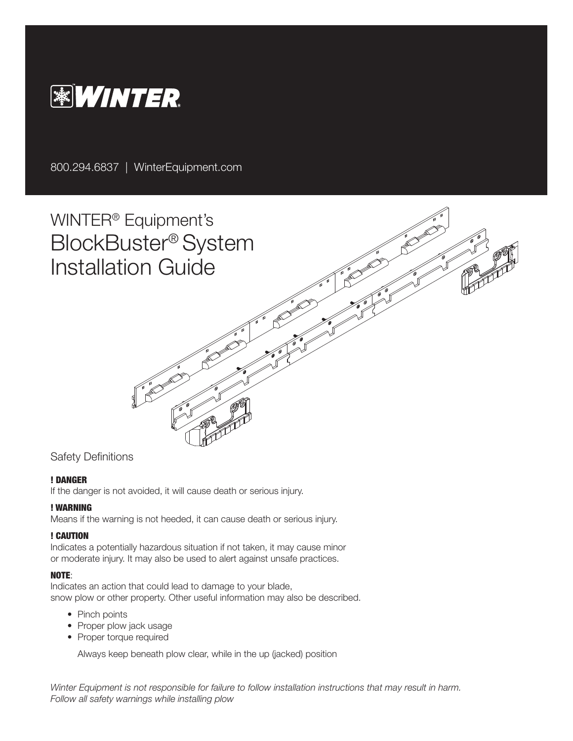WINTER®

800.294.6837 | WinterEquipment.com

# WINTER® Equipment's BlockBuster® System Installation Guide

## Safety Definitions

**! DANGER**
If the danger is not avoided, it will cause death or serious injury.

**! WARNING**
Means if the warning is not heeded, it can cause death or serious injury.

**! CAUTION**
Indicates a potentially hazardous situation if not taken, it may cause minor or moderate injury. It may also be used to alert against unsafe practices.

**NOTE**:
Indicates an action that could lead to damage to your blade, snow plow or other property. Other useful information may also be described.

- Pinch points
- Proper plow jack usage
- Proper torque required

Always keep beneath plow clear, while in the up (jacked) position

*Winter Equipment is not responsible for failure to follow installation instructions that may result in harm. Follow all safety warnings while installing plow*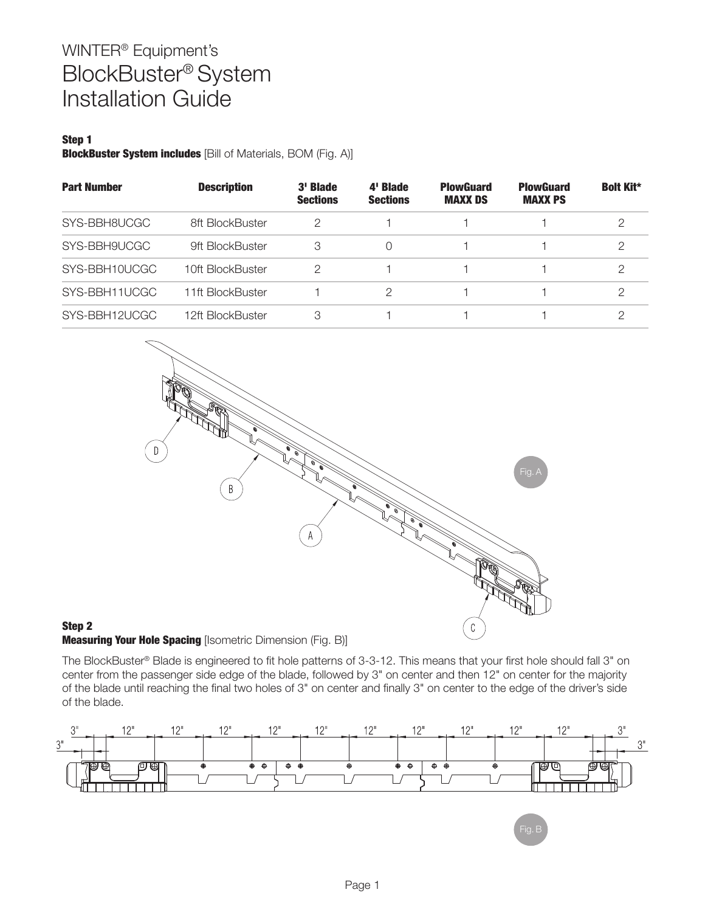# WINTER® Equipment's BlockBuster® System Installation Guide

**Step 1**

**BlockBuster System includes** [Bill of Materials, BOM (Fig. A)]

| Part Number | Description | 3' Blade Sections | 4' Blade Sections | PlowGuard MAXX DS | PlowGuard MAXX PS | Bolt Kit* |
|---|---|---|---|---|---|---|
| SYS-BBH8UCGC | 8ft BlockBuster | 2 | 1 | 1 | 1 | 2 |
| SYS-BBH9UCGC | 9ft BlockBuster | 3 | 0 | 1 | 1 | 2 |
| SYS-BBH10UCGC | 10ft BlockBuster | 2 | 1 | 1 | 1 | 2 |
| SYS-BBH11UCGC | 11ft BlockBuster | 1 | 2 | 1 | 1 | 2 |
| SYS-BBH12UCGC | 12ft BlockBuster | 3 | 1 | 1 | 1 | 2 |

Fig. A

**Step 2**

**Measuring Your Hole Spacing** [Isometric Dimension (Fig. B)]

The BlockBuster® Blade is engineered to fit hole patterns of 3-3-12. This means that your first hole should fall 3" on center from the passenger side edge of the blade, followed by 3" on center and then 12" on center for the majority of the blade until reaching the final two holes of 3" on center and finally 3" on center to the edge of the driver's side of the blade.

Fig. B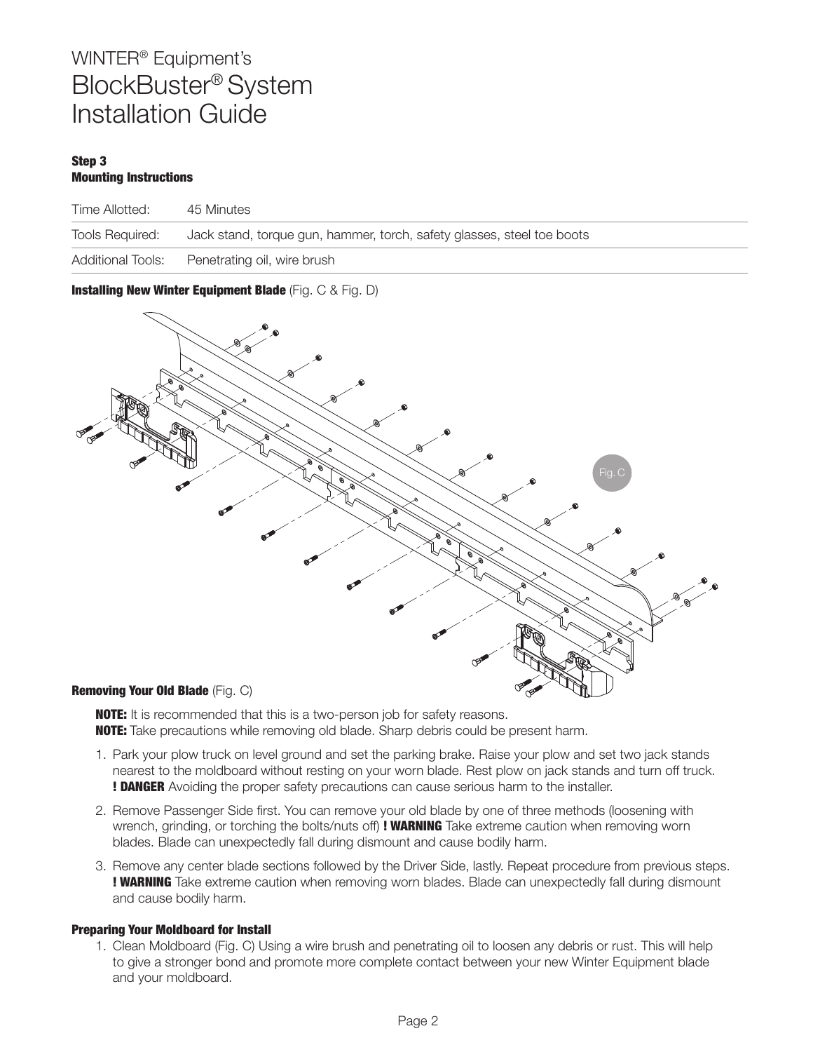WINTER® Equipment's

# BlockBuster® System Installation Guide

### Step 3
### Mounting Instructions

| Time Allotted: | 45 Minutes |
| --- | --- |
| Tools Required: | Jack stand, torque gun, hammer, torch, safety glasses, steel toe boots |
| Additional Tools: | Penetrating oil, wire brush |

**Installing New Winter Equipment Blade** (Fig. C & Fig. D)

Fig. C

**Removing Your Old Blade** (Fig. C)

**NOTE:** It is recommended that this is a two-person job for safety reasons.
**NOTE:** Take precautions while removing old blade. Sharp debris could be present harm.

1. Park your plow truck on level ground and set the parking brake. Raise your plow and set two jack stands nearest to the moldboard without resting on your worn blade. Rest plow on jack stands and turn off truck. **! DANGER** Avoiding the proper safety precautions can cause serious harm to the installer.
2. Remove Passenger Side first. You can remove your old blade by one of three methods (loosening with wrench, grinding, or torching the bolts/nuts off) **! WARNING** Take extreme caution when removing worn blades. Blade can unexpectedly fall during dismount and cause bodily harm.
3. Remove any center blade sections followed by the Driver Side, lastly. Repeat procedure from previous steps. **! WARNING** Take extreme caution when removing worn blades. Blade can unexpectedly fall during dismount and cause bodily harm.

**Preparing Your Moldboard for Install**

1. Clean Moldboard (Fig. C) Using a wire brush and penetrating oil to loosen any debris or rust. This will help to give a stronger bond and promote more complete contact between your new Winter Equipment blade and your moldboard.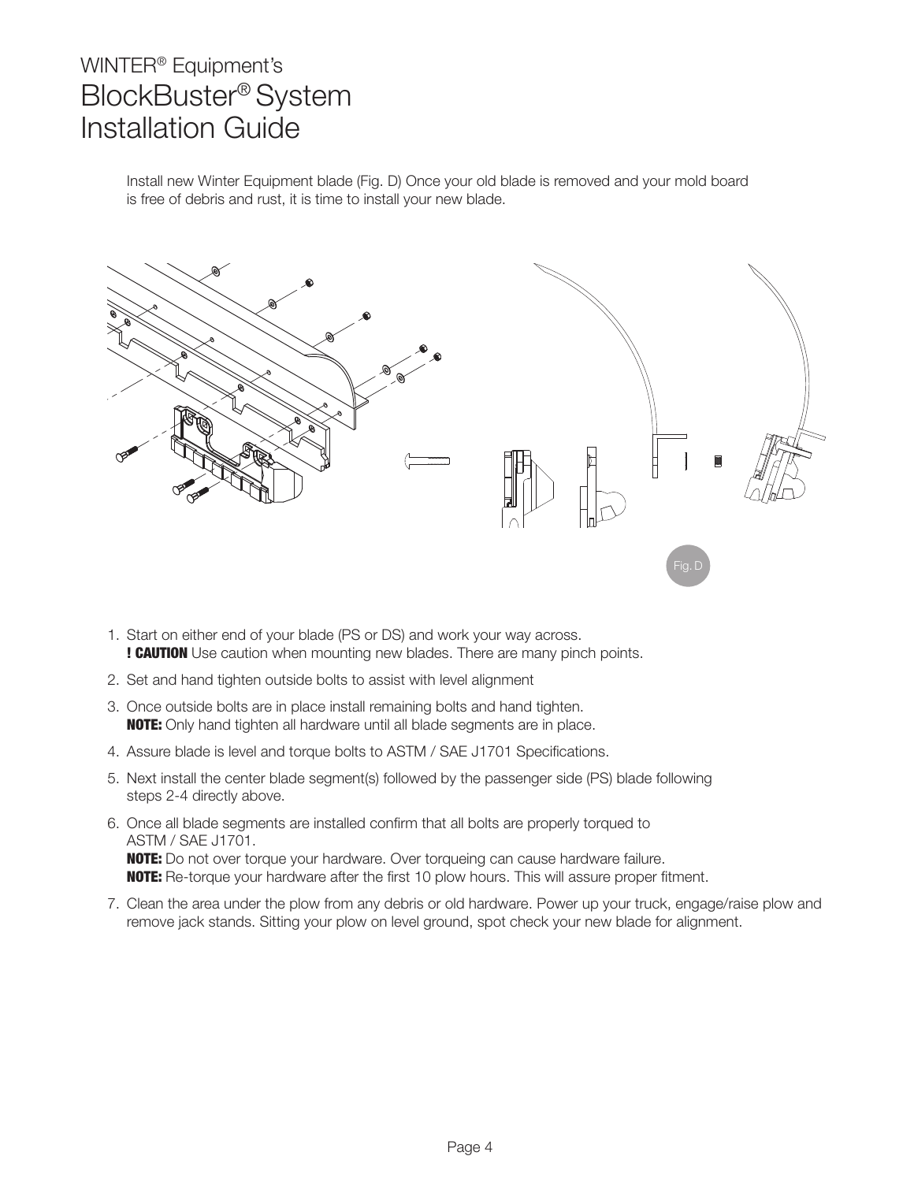# WINTER® Equipment's BlockBuster® System Installation Guide

Install new Winter Equipment blade (Fig. D) Once your old blade is removed and your mold board is free of debris and rust, it is time to install your new blade.

Fig. D

1. Start on either end of your blade (PS or DS) and work your way across.
   **! CAUTION** Use caution when mounting new blades. There are many pinch points.
2. Set and hand tighten outside bolts to assist with level alignment
3. Once outside bolts are in place install remaining bolts and hand tighten.
   **NOTE:** Only hand tighten all hardware until all blade segments are in place.
4. Assure blade is level and torque bolts to ASTM / SAE J1701 Specifications.
5. Next install the center blade segment(s) followed by the passenger side (PS) blade following steps 2-4 directly above.
6. Once all blade segments are installed confirm that all bolts are properly torqued to ASTM / SAE J1701.
   **NOTE:** Do not over torque your hardware. Over torqueing can cause hardware failure.
   **NOTE:** Re-torque your hardware after the first 10 plow hours. This will assure proper fitment.
7. Clean the area under the plow from any debris or old hardware. Power up your truck, engage/raise plow and remove jack stands. Sitting your plow on level ground, spot check your new blade for alignment.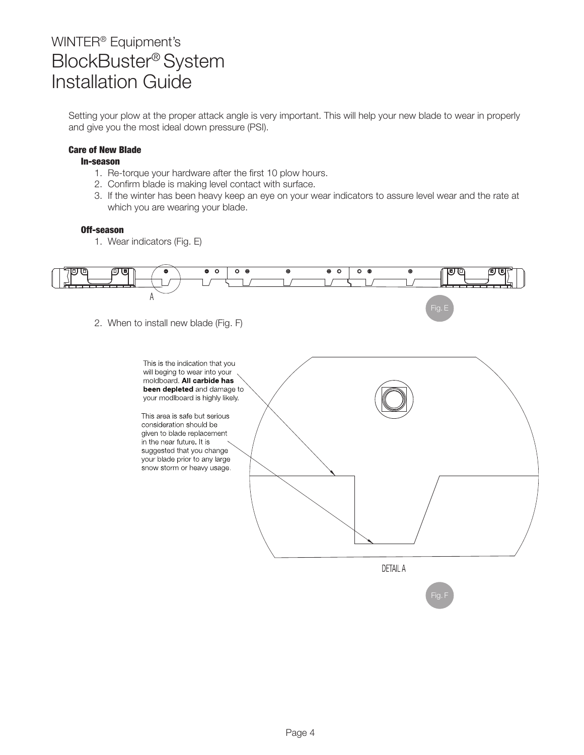# WINTER® Equipment's BlockBuster® System Installation Guide

Setting your plow at the proper attack angle is very important. This will help your new blade to wear in properly and give you the most ideal down pressure (PSI).

### Care of New Blade

#### In-season

1. Re-torque your hardware after the first 10 plow hours.
2. Confirm blade is making level contact with surface.
3. If the winter has been heavy keep an eye on your wear indicators to assure level wear and the rate at which you are wearing your blade.

#### Off-season

1. Wear indicators (Fig. E)

A

Fig. E

2. When to install new blade (Fig. F)

This is the indication that you will beging to wear into your moldboard. **All carbide has been depleted** and damage to your modlboard is highly likely.

This area is safe but serious consideration should be given to blade replacement in the near future. It is suggested that you change your blade prior to any large snow storm or heavy usage.

DETAIL A

Fig. F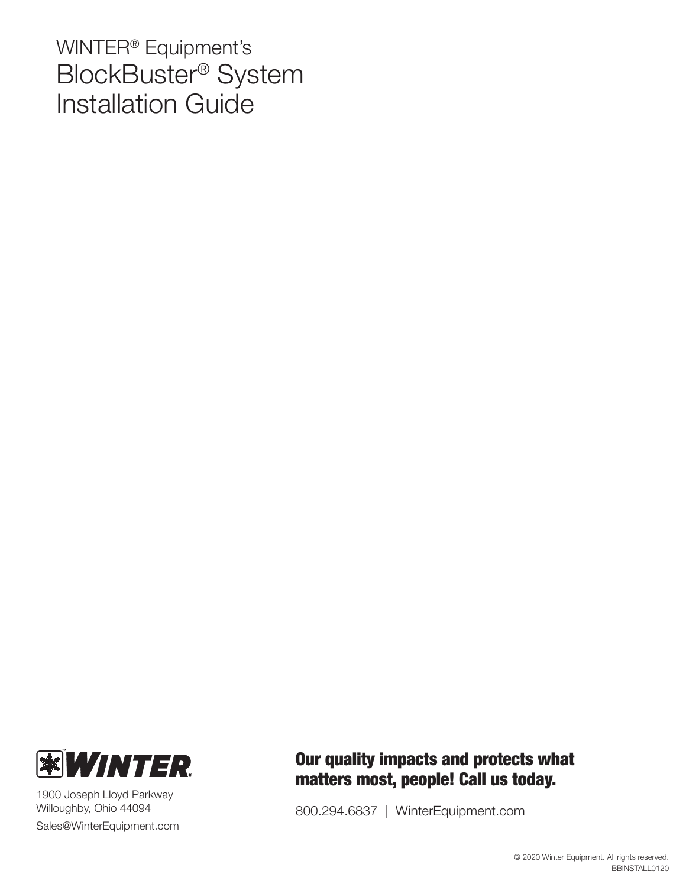WINTER® Equipment's

# BlockBuster® System Installation Guide

WINTER

1900 Joseph Lloyd Parkway
Willoughby, Ohio 44094
Sales@WinterEquipment.com

**Our quality impacts and protects what matters most, people! Call us today.**

800.294.6837 | WinterEquipment.com

© 2020 Winter Equipment. All rights reserved.
BBINSTALL0120